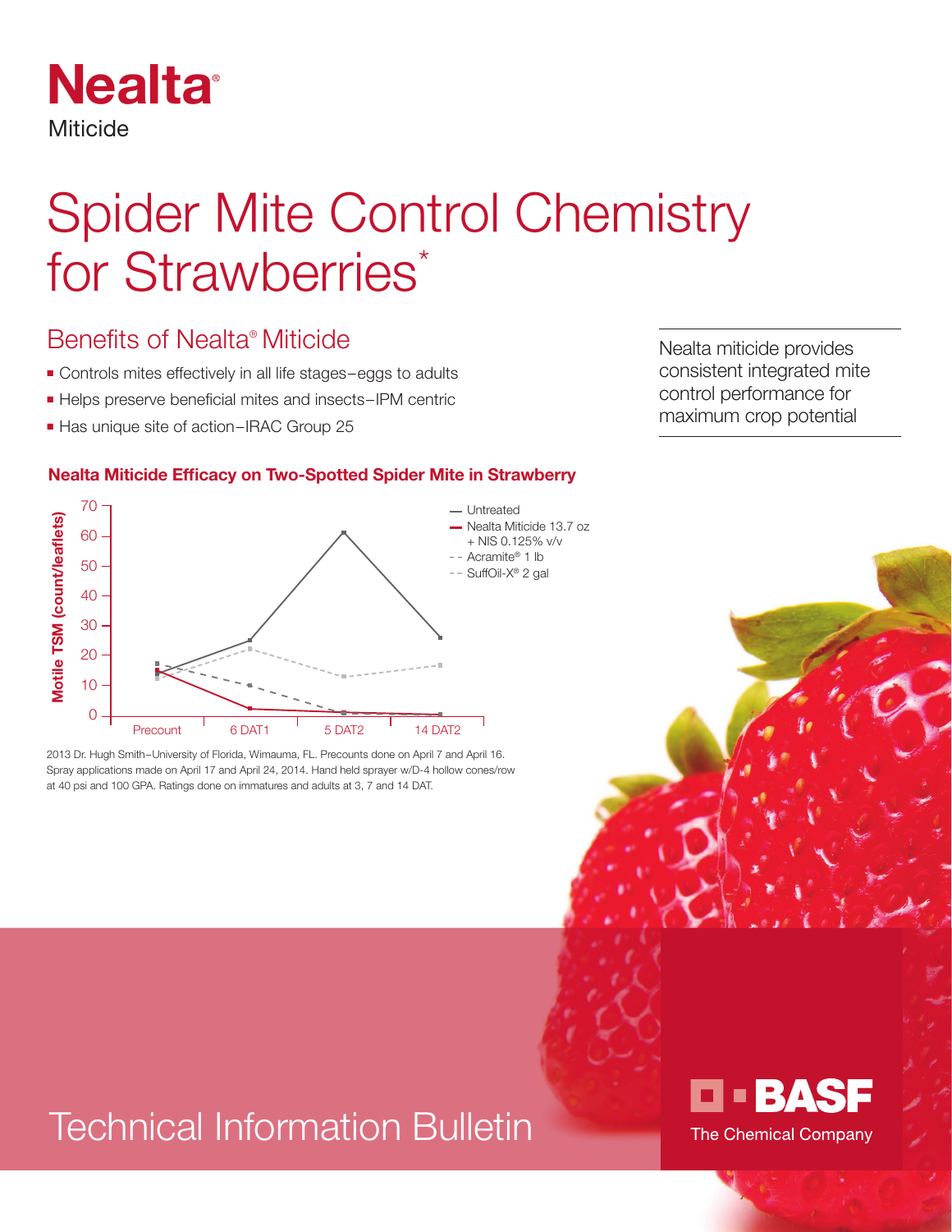# Nealta®

Miticide

# Spider Mite Control Chemistry for Strawberries*

## Benefits of Nealta® Miticide

- Controls mites effectively in all life stages–eggs to adults
- Helps preserve beneficial mites and insects–IPM centric
- Has unique site of action–IRAC Group 25

Nealta miticide provides consistent integrated mite control performance for maximum crop potential

### Nealta Miticide Efficacy on Two-Spotted Spider Mite in Strawberry

Motile TSM (count/leaflets)

- Untreated
- Nealta Miticide 13.7 oz + NIS 0.125% v/v
- Acramite® 1 lb
- SuffOil-X® 2 gal

Precount | 6 DAT1 | 5 DAT2 | 14 DAT2

2013 Dr. Hugh Smith–University of Florida, Wimauma, FL. Precounts done on April 7 and April 16. Spray applications made on April 17 and April 24, 2014. Hand held sprayer w/D-4 hollow cones/row at 40 psi and 100 GPA. Ratings done on immatures and adults at 3, 7 and 14 DAT.

Technical Information Bulletin

BASF

The Chemical Company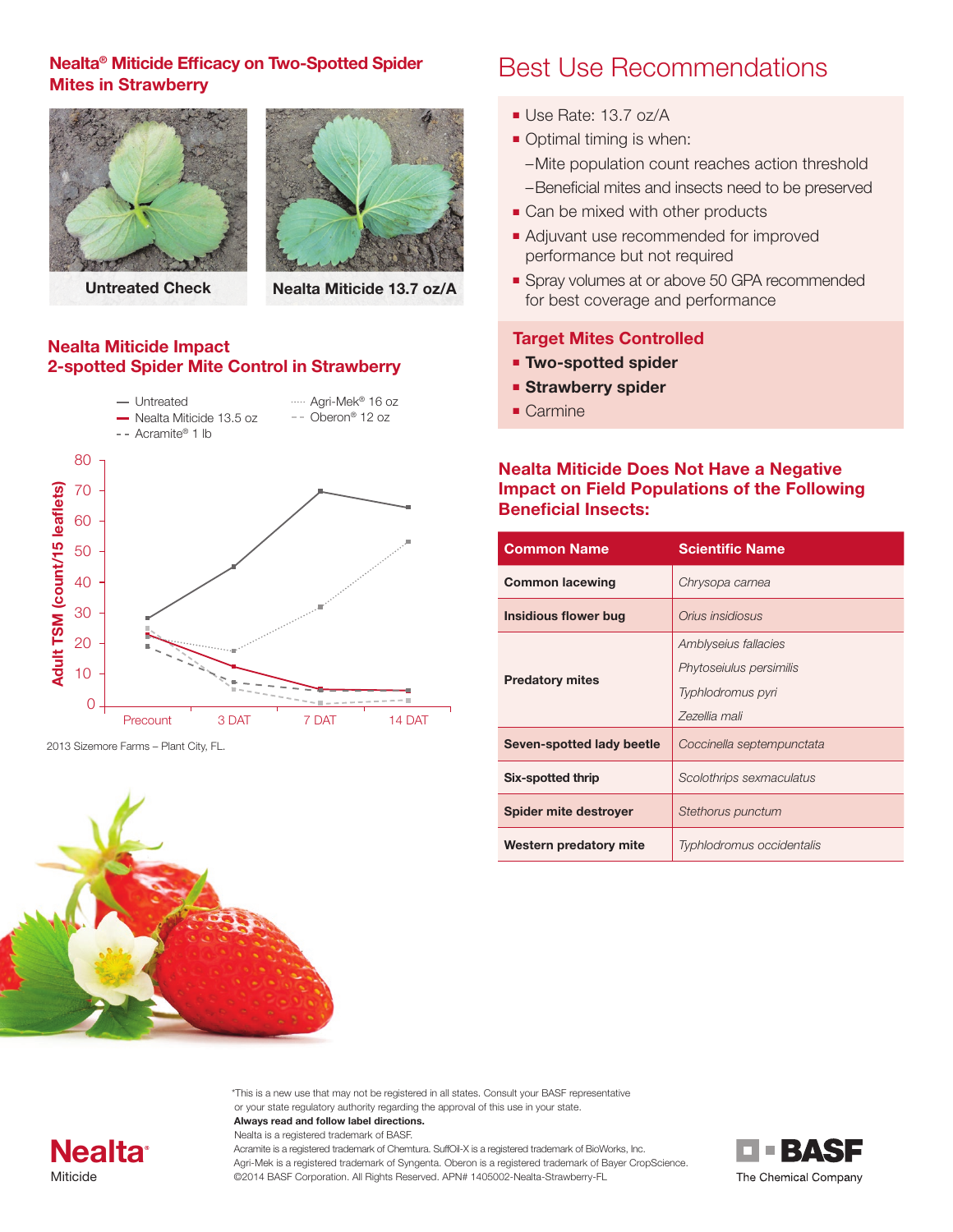## Nealta® Miticide Efficacy on Two-Spotted Spider Mites in Strawberry

Untreated Check

Nealta Miticide 13.7 oz/A

## Nealta Miticide Impact 2-spotted Spider Mite Control in Strawberry

Untreated
Nealta Miticide 13.5 oz
Acramite® 1 lb
Agri-Mek® 16 oz
Oberon® 12 oz

Adult TSM (count/15 leaflets)

80
70
60
50
40
30
20
10
0

Precount
3 DAT
7 DAT
14 DAT

2013 Sizemore Farms – Plant City, FL.

# Best Use Recommendations

- Use Rate: 13.7 oz/A
- Optimal timing is when:
  - –Mite population count reaches action threshold
  - –Beneficial mites and insects need to be preserved
- Can be mixed with other products
- Adjuvant use recommended for improved performance but not required
- Spray volumes at or above 50 GPA recommended for best coverage and performance

## Target Mites Controlled

- **Two-spotted spider**
- **Strawberry spider**
- Carmine

## Nealta Miticide Does Not Have a Negative Impact on Field Populations of the Following Beneficial Insects:

| Common Name | Scientific Name |
|---|---|
| **Common lacewing** | *Chrysopa carnea* |
| **Insidious flower bug** | *Orius insidiosus* |
| **Predatory mites** | *Amblyseius fallacies*<br>*Phytoseiulus persimilis*<br>*Typhlodromus pyri*<br>*Zezellia mali* |
| **Seven-spotted lady beetle** | *Coccinella septempunctata* |
| **Six-spotted thrip** | *Scolothrips sexmaculatus* |
| **Spider mite destroyer** | *Stethorus punctum* |
| **Western predatory mite** | *Typhlodromus occidentalis* |

*This is a new use that may not be registered in all states. Consult your BASF representative or your state regulatory authority regarding the approval of this use in your state.

**Always read and follow label directions.**

Nealta is a registered trademark of BASF.

Acramite is a registered trademark of Chemtura. SuffOil-X is a registered trademark of BioWorks, Inc.

Agri-Mek is a registered trademark of Syngenta. Oberon is a registered trademark of Bayer CropScience.

©2014 BASF Corporation. All Rights Reserved. APN# 1405002-Nealta-Strawberry-FL

Nealta® Miticide

BASF The Chemical Company